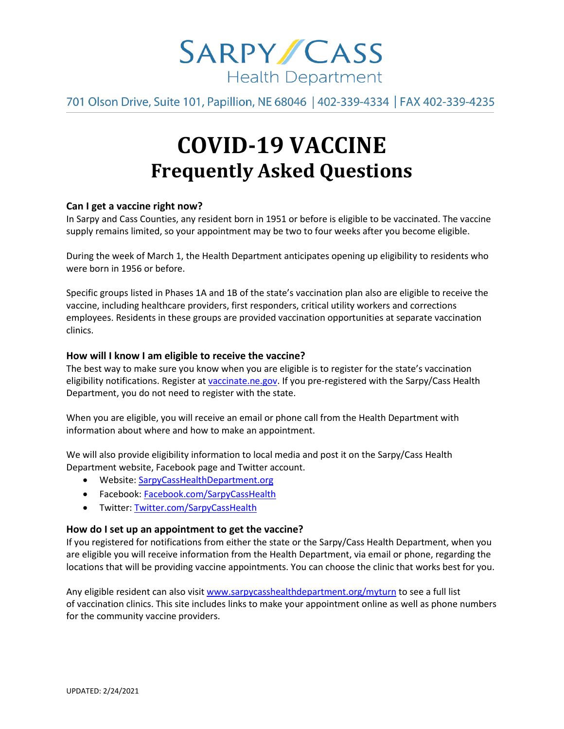SARPY/CASS
Health Department

701 Olson Drive, Suite 101, Papillion, NE 68046 | 402-339-4334 | FAX 402-339-4235

# COVID-19 VACCINE
## Frequently Asked Questions

**Can I get a vaccine right now?**
In Sarpy and Cass Counties, any resident born in 1951 or before is eligible to be vaccinated. The vaccine supply remains limited, so your appointment may be two to four weeks after you become eligible.

During the week of March 1, the Health Department anticipates opening up eligibility to residents who were born in 1956 or before.

Specific groups listed in Phases 1A and 1B of the state's vaccination plan also are eligible to receive the vaccine, including healthcare providers, first responders, critical utility workers and corrections employees. Residents in these groups are provided vaccination opportunities at separate vaccination clinics.

**How will I know I am eligible to receive the vaccine?**
The best way to make sure you know when you are eligible is to register for the state's vaccination eligibility notifications. Register at vaccinate.ne.gov. If you pre-registered with the Sarpy/Cass Health Department, you do not need to register with the state.

When you are eligible, you will receive an email or phone call from the Health Department with information about where and how to make an appointment.

We will also provide eligibility information to local media and post it on the Sarpy/Cass Health Department website, Facebook page and Twitter account.

- Website: SarpyCassHealthDepartment.org
- Facebook: Facebook.com/SarpyCassHealth
- Twitter: Twitter.com/SarpyCassHealth

**How do I set up an appointment to get the vaccine?**
If you registered for notifications from either the state or the Sarpy/Cass Health Department, when you are eligible you will receive information from the Health Department, via email or phone, regarding the locations that will be providing vaccine appointments. You can choose the clinic that works best for you.

Any eligible resident can also visit www.sarpycasshealthdepartment.org/myturn to see a full list of vaccination clinics. This site includes links to make your appointment online as well as phone numbers for the community vaccine providers.

UPDATED: 2/24/2021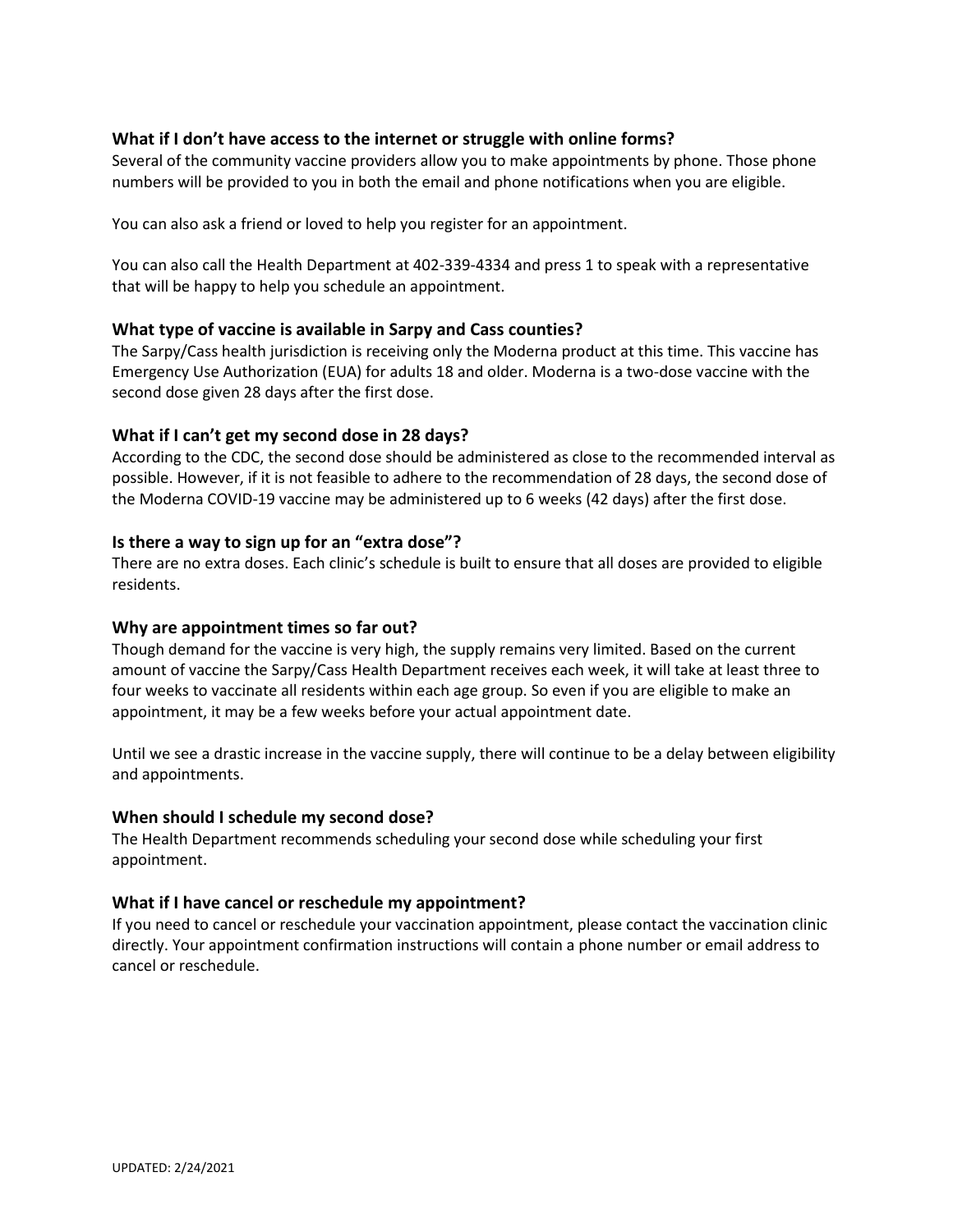### What if I don't have access to the internet or struggle with online forms?

Several of the community vaccine providers allow you to make appointments by phone. Those phone numbers will be provided to you in both the email and phone notifications when you are eligible.

You can also ask a friend or loved to help you register for an appointment.

You can also call the Health Department at 402-339-4334 and press 1 to speak with a representative that will be happy to help you schedule an appointment.

### What type of vaccine is available in Sarpy and Cass counties?

The Sarpy/Cass health jurisdiction is receiving only the Moderna product at this time. This vaccine has Emergency Use Authorization (EUA) for adults 18 and older. Moderna is a two-dose vaccine with the second dose given 28 days after the first dose.

### What if I can't get my second dose in 28 days?

According to the CDC, the second dose should be administered as close to the recommended interval as possible. However, if it is not feasible to adhere to the recommendation of 28 days, the second dose of the Moderna COVID-19 vaccine may be administered up to 6 weeks (42 days) after the first dose.

### Is there a way to sign up for an "extra dose"?

There are no extra doses. Each clinic's schedule is built to ensure that all doses are provided to eligible residents.

### Why are appointment times so far out?

Though demand for the vaccine is very high, the supply remains very limited. Based on the current amount of vaccine the Sarpy/Cass Health Department receives each week, it will take at least three to four weeks to vaccinate all residents within each age group. So even if you are eligible to make an appointment, it may be a few weeks before your actual appointment date.

Until we see a drastic increase in the vaccine supply, there will continue to be a delay between eligibility and appointments.

### When should I schedule my second dose?

The Health Department recommends scheduling your second dose while scheduling your first appointment.

### What if I have cancel or reschedule my appointment?

If you need to cancel or reschedule your vaccination appointment, please contact the vaccination clinic directly. Your appointment confirmation instructions will contain a phone number or email address to cancel or reschedule.

UPDATED: 2/24/2021